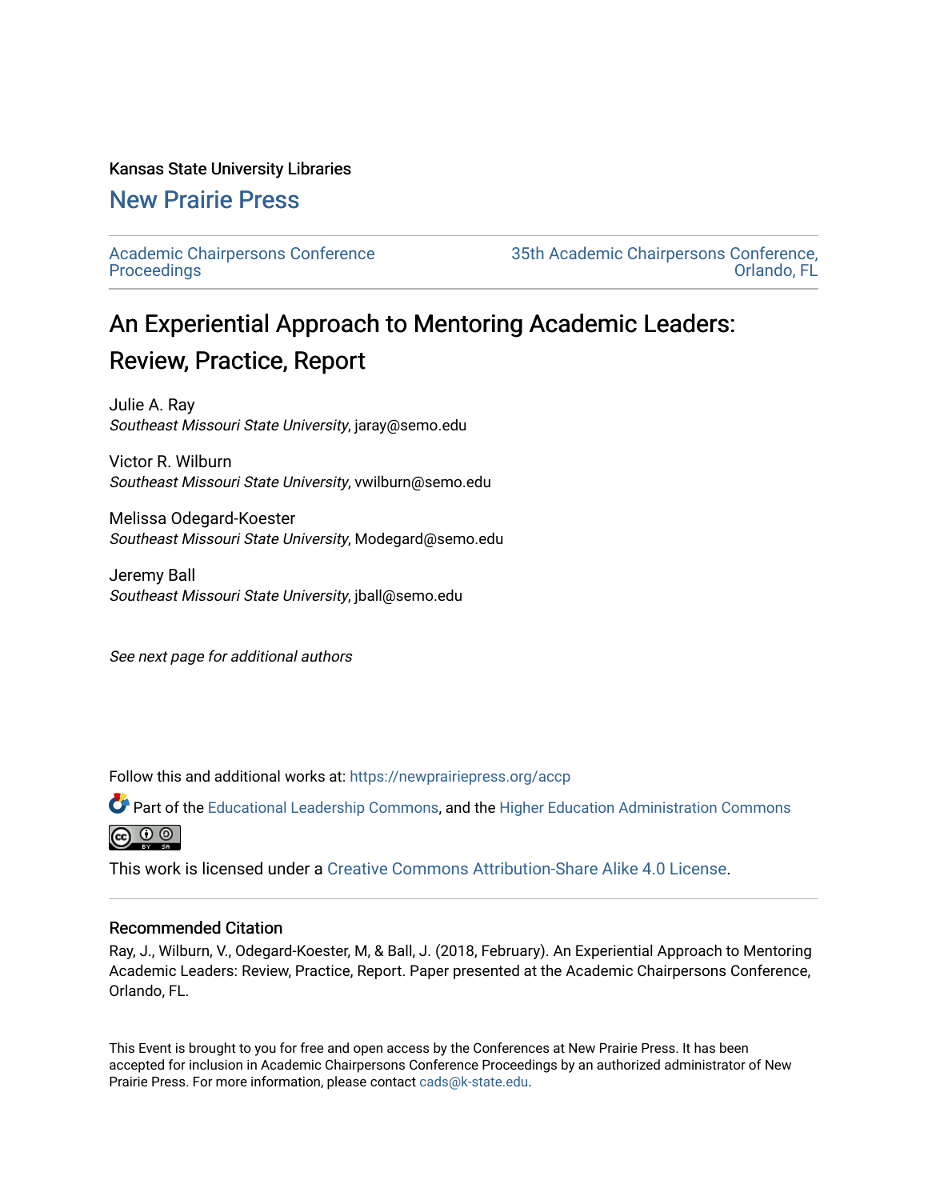Kansas State University Libraries

## New Prairie Press

Academic Chairpersons Conference Proceedings | 35th Academic Chairpersons Conference, Orlando, FL

# An Experiential Approach to Mentoring Academic Leaders: Review, Practice, Report

Julie A. Ray
*Southeast Missouri State University*, jaray@semo.edu

Victor R. Wilburn
*Southeast Missouri State University*, vwilburn@semo.edu

Melissa Odegard-Koester
*Southeast Missouri State University*, Modegard@semo.edu

Jeremy Ball
*Southeast Missouri State University*, jball@semo.edu

*See next page for additional authors*

Follow this and additional works at: https://newprairiepress.org/accp

Part of the Educational Leadership Commons, and the Higher Education Administration Commons

This work is licensed under a Creative Commons Attribution-Share Alike 4.0 License.

### Recommended Citation

Ray, J., Wilburn, V., Odegard-Koester, M, & Ball, J. (2018, February). An Experiential Approach to Mentoring Academic Leaders: Review, Practice, Report. Paper presented at the Academic Chairpersons Conference, Orlando, FL.

This Event is brought to you for free and open access by the Conferences at New Prairie Press. It has been accepted for inclusion in Academic Chairpersons Conference Proceedings by an authorized administrator of New Prairie Press. For more information, please contact cads@k-state.edu.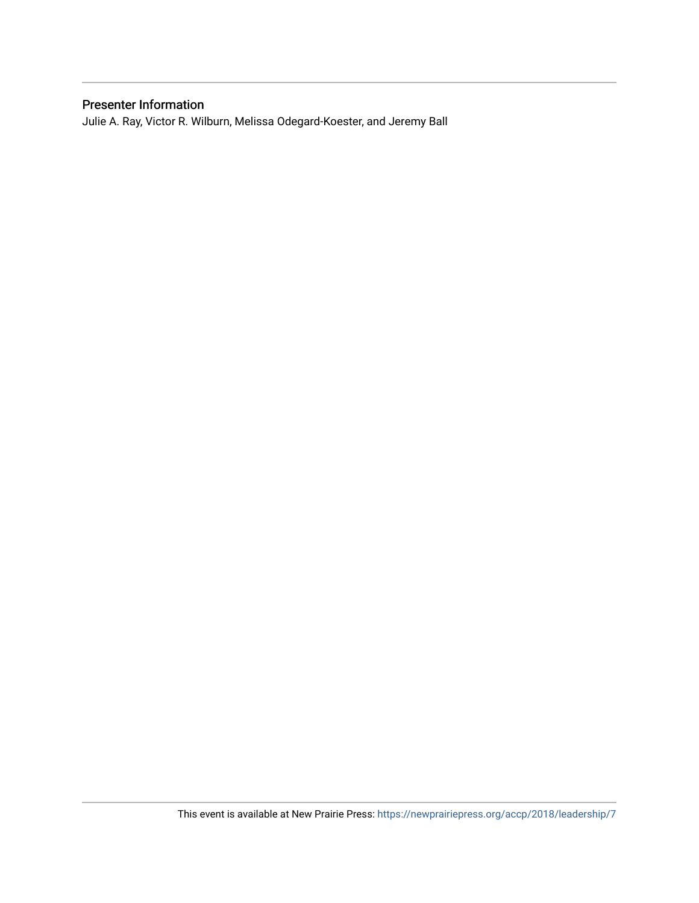## Presenter Information

Julie A. Ray, Victor R. Wilburn, Melissa Odegard-Koester, and Jeremy Ball

This event is available at New Prairie Press: https://newprairiepress.org/accp/2018/leadership/7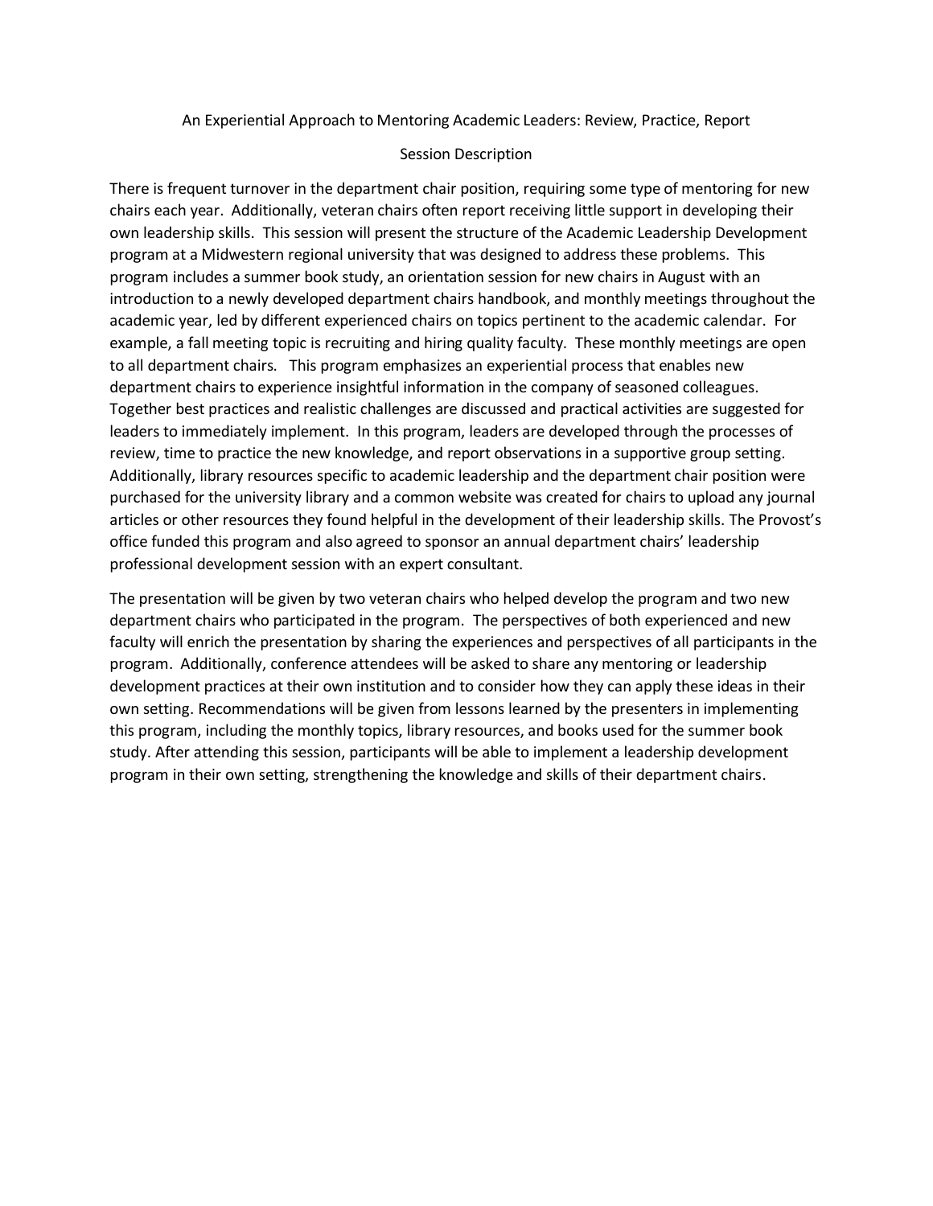# An Experiential Approach to Mentoring Academic Leaders: Review, Practice, Report

## Session Description

There is frequent turnover in the department chair position, requiring some type of mentoring for new chairs each year. Additionally, veteran chairs often report receiving little support in developing their own leadership skills. This session will present the structure of the Academic Leadership Development program at a Midwestern regional university that was designed to address these problems. This program includes a summer book study, an orientation session for new chairs in August with an introduction to a newly developed department chairs handbook, and monthly meetings throughout the academic year, led by different experienced chairs on topics pertinent to the academic calendar. For example, a fall meeting topic is recruiting and hiring quality faculty. These monthly meetings are open to all department chairs. This program emphasizes an experiential process that enables new department chairs to experience insightful information in the company of seasoned colleagues. Together best practices and realistic challenges are discussed and practical activities are suggested for leaders to immediately implement. In this program, leaders are developed through the processes of review, time to practice the new knowledge, and report observations in a supportive group setting. Additionally, library resources specific to academic leadership and the department chair position were purchased for the university library and a common website was created for chairs to upload any journal articles or other resources they found helpful in the development of their leadership skills. The Provost's office funded this program and also agreed to sponsor an annual department chairs' leadership professional development session with an expert consultant.

The presentation will be given by two veteran chairs who helped develop the program and two new department chairs who participated in the program. The perspectives of both experienced and new faculty will enrich the presentation by sharing the experiences and perspectives of all participants in the program. Additionally, conference attendees will be asked to share any mentoring or leadership development practices at their own institution and to consider how they can apply these ideas in their own setting. Recommendations will be given from lessons learned by the presenters in implementing this program, including the monthly topics, library resources, and books used for the summer book study. After attending this session, participants will be able to implement a leadership development program in their own setting, strengthening the knowledge and skills of their department chairs.